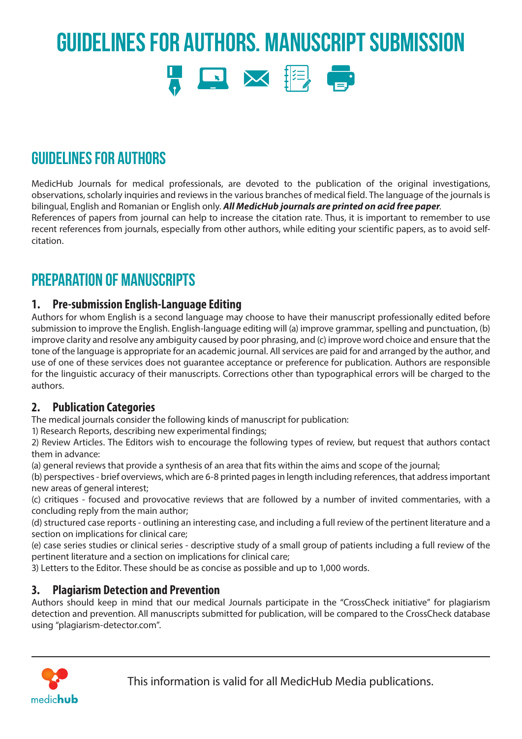# GUIDELINES FOR AUTHORS. MANUSCRIPT SUBMISSION

## GUIDELINES FOR AUTHORS

MedicHub Journals for medical professionals, are devoted to the publication of the original investigations, observations, scholarly inquiries and reviews in the various branches of medical field. The language of the journals is bilingual, English and Romanian or English only. ***All MedicHub journals are printed on acid free paper***.

References of papers from journal can help to increase the citation rate. Thus, it is important to remember to use recent references from journals, especially from other authors, while editing your scientific papers, as to avoid self-citation.

## PREPARATION OF MANUSCRIPTS

### 1. Pre-submission English-Language Editing

Authors for whom English is a second language may choose to have their manuscript professionally edited before submission to improve the English. English-language editing will (a) improve grammar, spelling and punctuation, (b) improve clarity and resolve any ambiguity caused by poor phrasing, and (c) improve word choice and ensure that the tone of the language is appropriate for an academic journal. All services are paid for and arranged by the author, and use of one of these services does not guarantee acceptance or preference for publication. Authors are responsible for the linguistic accuracy of their manuscripts. Corrections other than typographical errors will be charged to the authors.

### 2. Publication Categories

The medical journals consider the following kinds of manuscript for publication:

1) Research Reports, describing new experimental findings;

2) Review Articles. The Editors wish to encourage the following types of review, but request that authors contact them in advance:

(a) general reviews that provide a synthesis of an area that fits within the aims and scope of the journal;

(b) perspectives - brief overviews, which are 6-8 printed pages in length including references, that address important new areas of general interest;

(c) critiques - focused and provocative reviews that are followed by a number of invited commentaries, with a concluding reply from the main author;

(d) structured case reports - outlining an interesting case, and including a full review of the pertinent literature and a section on implications for clinical care;

(e) case series studies or clinical series - descriptive study of a small group of patients including a full review of the pertinent literature and a section on implications for clinical care;

3) Letters to the Editor. These should be as concise as possible and up to 1,000 words.

### 3. Plagiarism Detection and Prevention

Authors should keep in mind that our medical Journals participate in the "CrossCheck initiative" for plagiarism detection and prevention. All manuscripts submitted for publication, will be compared to the CrossCheck database using "plagiarism-detector.com".

This information is valid for all MedicHub Media publications.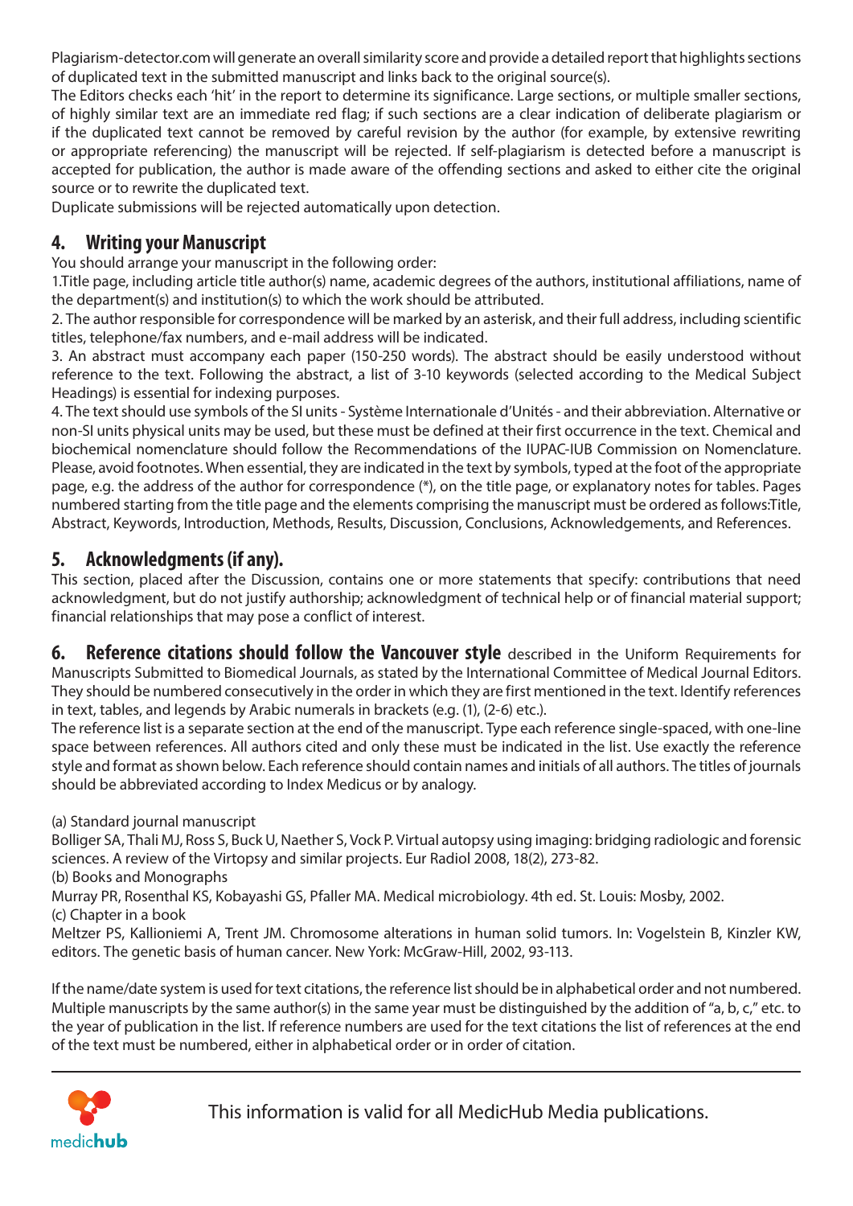Plagiarism-detector.com will generate an overall similarity score and provide a detailed report that highlights sections of duplicated text in the submitted manuscript and links back to the original source(s).

The Editors checks each 'hit' in the report to determine its significance. Large sections, or multiple smaller sections, of highly similar text are an immediate red flag; if such sections are a clear indication of deliberate plagiarism or if the duplicated text cannot be removed by careful revision by the author (for example, by extensive rewriting or appropriate referencing) the manuscript will be rejected. If self-plagiarism is detected before a manuscript is accepted for publication, the author is made aware of the offending sections and asked to either cite the original source or to rewrite the duplicated text.

Duplicate submissions will be rejected automatically upon detection.

## 4. Writing your Manuscript

You should arrange your manuscript in the following order:

1.Title page, including article title author(s) name, academic degrees of the authors, institutional affiliations, name of the department(s) and institution(s) to which the work should be attributed.

2. The author responsible for correspondence will be marked by an asterisk, and their full address, including scientific titles, telephone/fax numbers, and e-mail address will be indicated.

3. An abstract must accompany each paper (150-250 words). The abstract should be easily understood without reference to the text. Following the abstract, a list of 3-10 keywords (selected according to the Medical Subject Headings) is essential for indexing purposes.

4. The text should use symbols of the SI units - Système Internationale d'Unités - and their abbreviation. Alternative or non-SI units physical units may be used, but these must be defined at their first occurrence in the text. Chemical and biochemical nomenclature should follow the Recommendations of the IUPAC-IUB Commission on Nomenclature. Please, avoid footnotes. When essential, they are indicated in the text by symbols, typed at the foot of the appropriate page, e.g. the address of the author for correspondence (*), on the title page, or explanatory notes for tables. Pages numbered starting from the title page and the elements comprising the manuscript must be ordered as follows:Title, Abstract, Keywords, Introduction, Methods, Results, Discussion, Conclusions, Acknowledgements, and References.

## 5. Acknowledgments (if any).

This section, placed after the Discussion, contains one or more statements that specify: contributions that need acknowledgment, but do not justify authorship; acknowledgment of technical help or of financial material support; financial relationships that may pose a conflict of interest.

## 6. Reference citations should follow the Vancouver style

described in the Uniform Requirements for Manuscripts Submitted to Biomedical Journals, as stated by the International Committee of Medical Journal Editors. They should be numbered consecutively in the order in which they are first mentioned in the text. Identify references in text, tables, and legends by Arabic numerals in brackets (e.g. (1), (2-6) etc.).

The reference list is a separate section at the end of the manuscript. Type each reference single-spaced, with one-line space between references. All authors cited and only these must be indicated in the list. Use exactly the reference style and format as shown below. Each reference should contain names and initials of all authors. The titles of journals should be abbreviated according to Index Medicus or by analogy.

(a) Standard journal manuscript

Bolliger SA, Thali MJ, Ross S, Buck U, Naether S, Vock P. Virtual autopsy using imaging: bridging radiologic and forensic sciences. A review of the Virtopsy and similar projects. Eur Radiol 2008, 18(2), 273-82.

(b) Books and Monographs

Murray PR, Rosenthal KS, Kobayashi GS, Pfaller MA. Medical microbiology. 4th ed. St. Louis: Mosby, 2002.

(c) Chapter in a book

Meltzer PS, Kallioniemi A, Trent JM. Chromosome alterations in human solid tumors. In: Vogelstein B, Kinzler KW, editors. The genetic basis of human cancer. New York: McGraw-Hill, 2002, 93-113.

If the name/date system is used for text citations, the reference list should be in alphabetical order and not numbered. Multiple manuscripts by the same author(s) in the same year must be distinguished by the addition of "a, b, c," etc. to the year of publication in the list. If reference numbers are used for the text citations the list of references at the end of the text must be numbered, either in alphabetical order or in order of citation.

---

medichub

This information is valid for all MedicHub Media publications.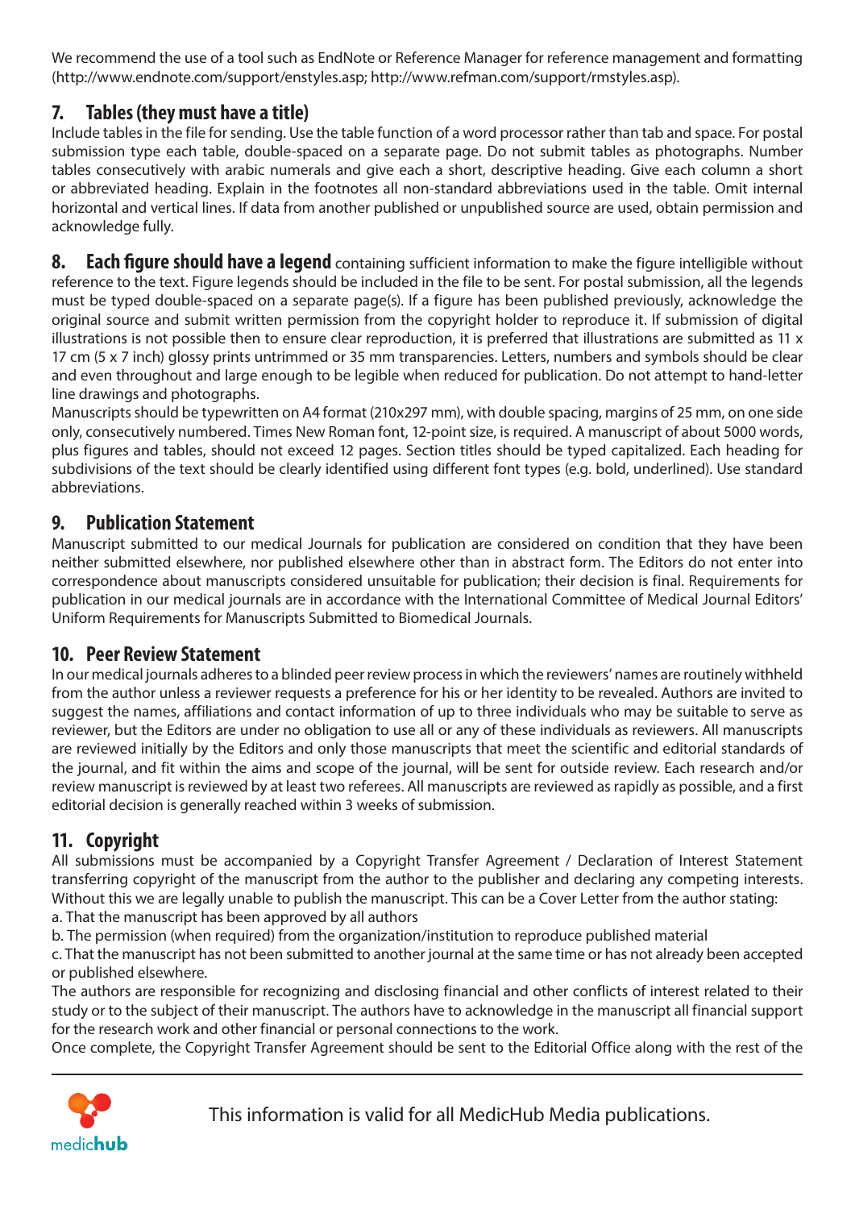We recommend the use of a tool such as EndNote or Reference Manager for reference management and formatting (http://www.endnote.com/support/enstyles.asp; http://www.refman.com/support/rmstyles.asp).

## 7. Tables (they must have a title)

Include tables in the file for sending. Use the table function of a word processor rather than tab and space. For postal submission type each table, double-spaced on a separate page. Do not submit tables as photographs. Number tables consecutively with arabic numerals and give each a short, descriptive heading. Give each column a short or abbreviated heading. Explain in the footnotes all non-standard abbreviations used in the table. Omit internal horizontal and vertical lines. If data from another published or unpublished source are used, obtain permission and acknowledge fully.

## 8. Each figure should have a legend

containing sufficient information to make the figure intelligible without reference to the text. Figure legends should be included in the file to be sent. For postal submission, all the legends must be typed double-spaced on a separate page(s). If a figure has been published previously, acknowledge the original source and submit written permission from the copyright holder to reproduce it. If submission of digital illustrations is not possible then to ensure clear reproduction, it is preferred that illustrations are submitted as 11 x 17 cm (5 x 7 inch) glossy prints untrimmed or 35 mm transparencies. Letters, numbers and symbols should be clear and even throughout and large enough to be legible when reduced for publication. Do not attempt to hand-letter line drawings and photographs.

Manuscripts should be typewritten on A4 format (210x297 mm), with double spacing, margins of 25 mm, on one side only, consecutively numbered. Times New Roman font, 12-point size, is required. A manuscript of about 5000 words, plus figures and tables, should not exceed 12 pages. Section titles should be typed capitalized. Each heading for subdivisions of the text should be clearly identified using different font types (e.g. bold, underlined). Use standard abbreviations.

## 9. Publication Statement

Manuscript submitted to our medical Journals for publication are considered on condition that they have been neither submitted elsewhere, nor published elsewhere other than in abstract form. The Editors do not enter into correspondence about manuscripts considered unsuitable for publication; their decision is final. Requirements for publication in our medical journals are in accordance with the International Committee of Medical Journal Editors' Uniform Requirements for Manuscripts Submitted to Biomedical Journals.

## 10. Peer Review Statement

In our medical journals adheres to a blinded peer review process in which the reviewers' names are routinely withheld from the author unless a reviewer requests a preference for his or her identity to be revealed. Authors are invited to suggest the names, affiliations and contact information of up to three individuals who may be suitable to serve as reviewer, but the Editors are under no obligation to use all or any of these individuals as reviewers. All manuscripts are reviewed initially by the Editors and only those manuscripts that meet the scientific and editorial standards of the journal, and fit within the aims and scope of the journal, will be sent for outside review. Each research and/or review manuscript is reviewed by at least two referees. All manuscripts are reviewed as rapidly as possible, and a first editorial decision is generally reached within 3 weeks of submission.

## 11. Copyright

All submissions must be accompanied by a Copyright Transfer Agreement / Declaration of Interest Statement transferring copyright of the manuscript from the author to the publisher and declaring any competing interests. Without this we are legally unable to publish the manuscript. This can be a Cover Letter from the author stating:

a. That the manuscript has been approved by all authors

b. The permission (when required) from the organization/institution to reproduce published material

c. That the manuscript has not been submitted to another journal at the same time or has not already been accepted or published elsewhere.

The authors are responsible for recognizing and disclosing financial and other conflicts of interest related to their study or to the subject of their manuscript. The authors have to acknowledge in the manuscript all financial support for the research work and other financial or personal connections to the work.

Once complete, the Copyright Transfer Agreement should be sent to the Editorial Office along with the rest of the

This information is valid for all MedicHub Media publications.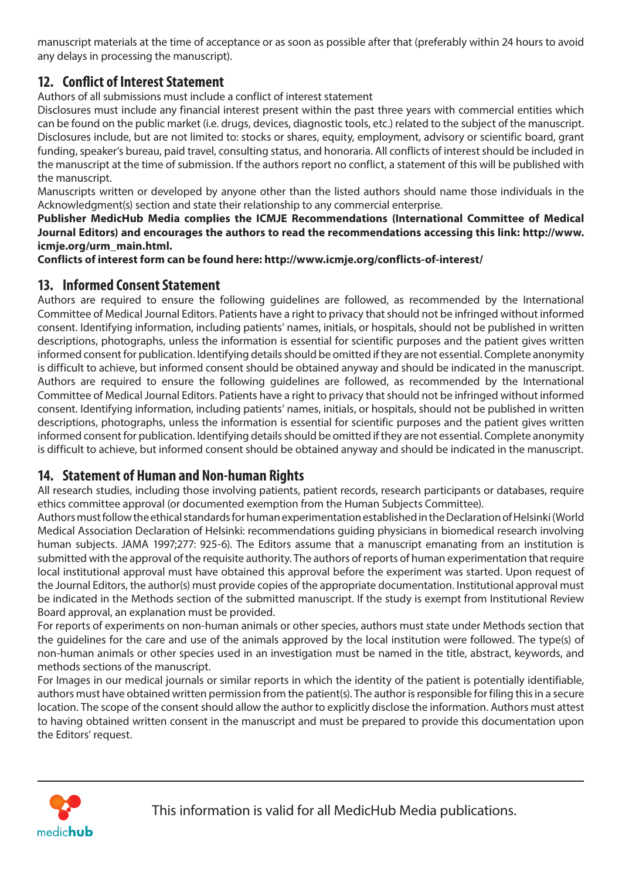manuscript materials at the time of acceptance or as soon as possible after that (preferably within 24 hours to avoid any delays in processing the manuscript).

## 12. Conflict of Interest Statement

Authors of all submissions must include a conflict of interest statement

Disclosures must include any financial interest present within the past three years with commercial entities which can be found on the public market (i.e. drugs, devices, diagnostic tools, etc.) related to the subject of the manuscript. Disclosures include, but are not limited to: stocks or shares, equity, employment, advisory or scientific board, grant funding, speaker's bureau, paid travel, consulting status, and honoraria. All conflicts of interest should be included in the manuscript at the time of submission. If the authors report no conflict, a statement of this will be published with the manuscript.

Manuscripts written or developed by anyone other than the listed authors should name those individuals in the Acknowledgment(s) section and state their relationship to any commercial enterprise.

**Publisher MedicHub Media complies the ICMJE Recommendations (International Committee of Medical Journal Editors) and encourages the authors to read the recommendations accessing this link: http://www.icmje.org/urm_main.html.**

**Conflicts of interest form can be found here: http://www.icmje.org/conflicts-of-interest/**

## 13. Informed Consent Statement

Authors are required to ensure the following guidelines are followed, as recommended by the International Committee of Medical Journal Editors. Patients have a right to privacy that should not be infringed without informed consent. Identifying information, including patients' names, initials, or hospitals, should not be published in written descriptions, photographs, unless the information is essential for scientific purposes and the patient gives written informed consent for publication. Identifying details should be omitted if they are not essential. Complete anonymity is difficult to achieve, but informed consent should be obtained anyway and should be indicated in the manuscript. Authors are required to ensure the following guidelines are followed, as recommended by the International Committee of Medical Journal Editors. Patients have a right to privacy that should not be infringed without informed consent. Identifying information, including patients' names, initials, or hospitals, should not be published in written descriptions, photographs, unless the information is essential for scientific purposes and the patient gives written informed consent for publication. Identifying details should be omitted if they are not essential. Complete anonymity is difficult to achieve, but informed consent should be obtained anyway and should be indicated in the manuscript.

## 14. Statement of Human and Non-human Rights

All research studies, including those involving patients, patient records, research participants or databases, require ethics committee approval (or documented exemption from the Human Subjects Committee).

Authors must follow the ethical standards for human experimentation established in the Declaration of Helsinki (World Medical Association Declaration of Helsinki: recommendations guiding physicians in biomedical research involving human subjects. JAMA 1997;277: 925-6). The Editors assume that a manuscript emanating from an institution is submitted with the approval of the requisite authority. The authors of reports of human experimentation that require local institutional approval must have obtained this approval before the experiment was started. Upon request of the Journal Editors, the author(s) must provide copies of the appropriate documentation. Institutional approval must be indicated in the Methods section of the submitted manuscript. If the study is exempt from Institutional Review Board approval, an explanation must be provided.

For reports of experiments on non-human animals or other species, authors must state under Methods section that the guidelines for the care and use of the animals approved by the local institution were followed. The type(s) of non-human animals or other species used in an investigation must be named in the title, abstract, keywords, and methods sections of the manuscript.

For Images in our medical journals or similar reports in which the identity of the patient is potentially identifiable, authors must have obtained written permission from the patient(s). The author is responsible for filing this in a secure location. The scope of the consent should allow the author to explicitly disclose the information. Authors must attest to having obtained written consent in the manuscript and must be prepared to provide this documentation upon the Editors' request.

This information is valid for all MedicHub Media publications.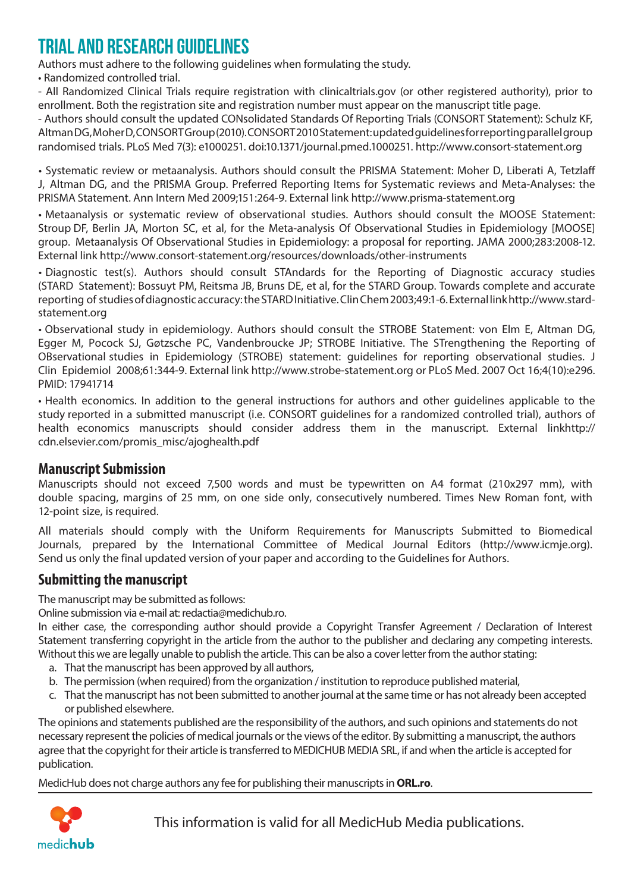# TRIAL AND RESEARCH GUIDELINES

Authors must adhere to the following guidelines when formulating the study.

• Randomized controlled trial.

- All Randomized Clinical Trials require registration with clinicaltrials.gov (or other registered authority), prior to enrollment. Both the registration site and registration number must appear on the manuscript title page.
- Authors should consult the updated CONsolidated Standards Of Reporting Trials (CONSORT Statement): Schulz KF, Altman DG, Moher D, CONSORT Group (2010). CONSORT 2010 Statement: updated guidelines for reporting parallel group randomised trials. PLoS Med 7(3): e1000251. doi:10.1371/journal.pmed.1000251. http://www.consort-statement.org

• Systematic review or metaanalysis. Authors should consult the PRISMA Statement: Moher D, Liberati A, Tetzlaff J, Altman DG, and the PRISMA Group. Preferred Reporting Items for Systematic reviews and Meta-Analyses: the PRISMA Statement. Ann Intern Med 2009;151:264-9. External link http://www.prisma-statement.org

• Metaanalysis or systematic review of observational studies. Authors should consult the MOOSE Statement: Stroup DF, Berlin JA, Morton SC, et al, for the Meta-analysis Of Observational Studies in Epidemiology [MOOSE] group. Metaanalysis Of Observational Studies in Epidemiology: a proposal for reporting. JAMA 2000;283:2008-12. External link http://www.consort-statement.org/resources/downloads/other-instruments

• Diagnostic test(s). Authors should consult STAndards for the Reporting of Diagnostic accuracy studies (STARD Statement): Bossuyt PM, Reitsma JB, Bruns DE, et al, for the STARD Group. Towards complete and accurate reporting of studies of diagnostic accuracy: the STARD Initiative. Clin Chem 2003;49:1-6. External link http://www.stard-statement.org

• Observational study in epidemiology. Authors should consult the STROBE Statement: von Elm E, Altman DG, Egger M, Pocock SJ, Gøtzsche PC, Vandenbroucke JP; STROBE Initiative. The STrengthening the Reporting of OBservational studies in Epidemiology (STROBE) statement: guidelines for reporting observational studies. J Clin Epidemiol 2008;61:344-9. External link http://www.strobe-statement.org or PLoS Med. 2007 Oct 16;4(10):e296. PMID: 17941714

• Health economics. In addition to the general instructions for authors and other guidelines applicable to the study reported in a submitted manuscript (i.e. CONSORT guidelines for a randomized controlled trial), authors of health economics manuscripts should consider address them in the manuscript. External linkhttp:// cdn.elsevier.com/promis_misc/ajoghealth.pdf

## Manuscript Submission

Manuscripts should not exceed 7,500 words and must be typewritten on A4 format (210x297 mm), with double spacing, margins of 25 mm, on one side only, consecutively numbered. Times New Roman font, with 12-point size, is required.

All materials should comply with the Uniform Requirements for Manuscripts Submitted to Biomedical Journals, prepared by the International Committee of Medical Journal Editors (http://www.icmje.org). Send us only the final updated version of your paper and according to the Guidelines for Authors.

## Submitting the manuscript

The manuscript may be submitted as follows:

Online submission via e-mail at: redactia@medichub.ro.

In either case, the corresponding author should provide a Copyright Transfer Agreement / Declaration of Interest Statement transferring copyright in the article from the author to the publisher and declaring any competing interests. Without this we are legally unable to publish the article. This can be also a cover letter from the author stating:

a. That the manuscript has been approved by all authors,
b. The permission (when required) from the organization / institution to reproduce published material,
c. That the manuscript has not been submitted to another journal at the same time or has not already been accepted or published elsewhere.

The opinions and statements published are the responsibility of the authors, and such opinions and statements do not necessary represent the policies of medical journals or the views of the editor. By submitting a manuscript, the authors agree that the copyright for their article is transferred to MEDICHUB MEDIA SRL, if and when the article is accepted for publication.

MedicHub does not charge authors any fee for publishing their manuscripts in **ORL.ro**.

medichub

This information is valid for all MedicHub Media publications.